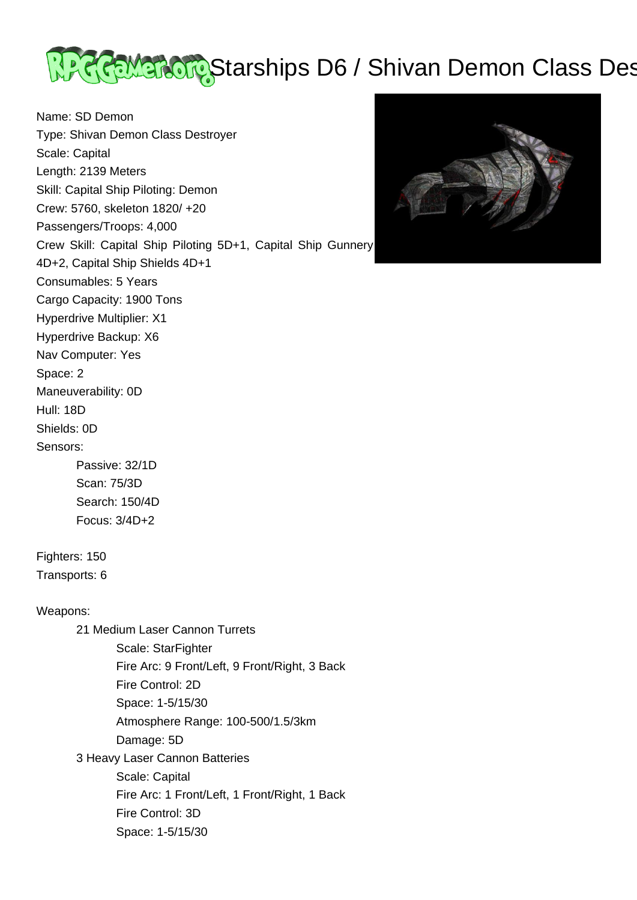# Starships D6 / Shivan Demon Class Des

Name: SD Demon
Type: Shivan Demon Class Destroyer
Scale: Capital
Length: 2139 Meters
Skill: Capital Ship Piloting: Demon
Crew: 5760, skeleton 1820/ +20
Passengers/Troops: 4,000
Crew Skill: Capital Ship Piloting 5D+1, Capital Ship Gunnery 4D+2, Capital Ship Shields 4D+1
Consumables: 5 Years
Cargo Capacity: 1900 Tons
Hyperdrive Multiplier: X1
Hyperdrive Backup: X6
Nav Computer: Yes
Space: 2
Maneuverability: 0D
Hull: 18D
Shields: 0D
Sensors:

- Passive: 32/1D
- Scan: 75/3D
- Search: 150/4D
- Focus: 3/4D+2

Fighters: 150
Transports: 6

Weapons:

- 21 Medium Laser Cannon Turrets
  - Scale: StarFighter
  - Fire Arc: 9 Front/Left, 9 Front/Right, 3 Back
  - Fire Control: 2D
  - Space: 1-5/15/30
  - Atmosphere Range: 100-500/1.5/3km
  - Damage: 5D
- 3 Heavy Laser Cannon Batteries
  - Scale: Capital
  - Fire Arc: 1 Front/Left, 1 Front/Right, 1 Back
  - Fire Control: 3D
  - Space: 1-5/15/30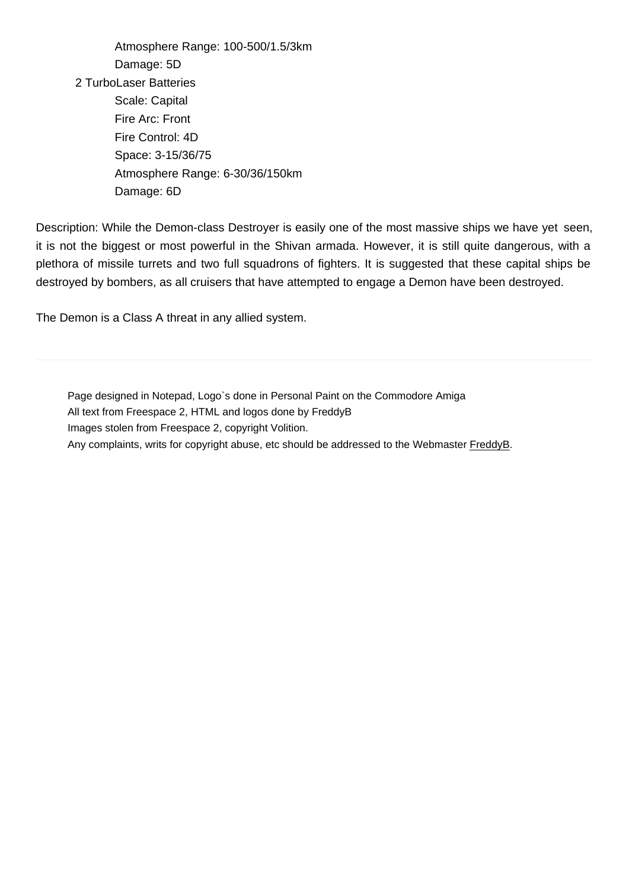Atmosphere Range: 100-500/1.5/3km
Damage: 5D

2 TurboLaser Batteries
Scale: Capital
Fire Arc: Front
Fire Control: 4D
Space: 3-15/36/75
Atmosphere Range: 6-30/36/150km
Damage: 6D

Description: While the Demon-class Destroyer is easily one of the most massive ships we have yet seen, it is not the biggest or most powerful in the Shivan armada. However, it is still quite dangerous, with a plethora of missile turrets and two full squadrons of fighters. It is suggested that these capital ships be destroyed by bombers, as all cruisers that have attempted to engage a Demon have been destroyed.

The Demon is a Class A threat in any allied system.

---

Page designed in Notepad, Logo`s done in Personal Paint on the Commodore Amiga
All text from Freespace 2, HTML and logos done by FreddyB
Images stolen from Freespace 2, copyright Volition.
Any complaints, writs for copyright abuse, etc should be addressed to the Webmaster FreddyB.